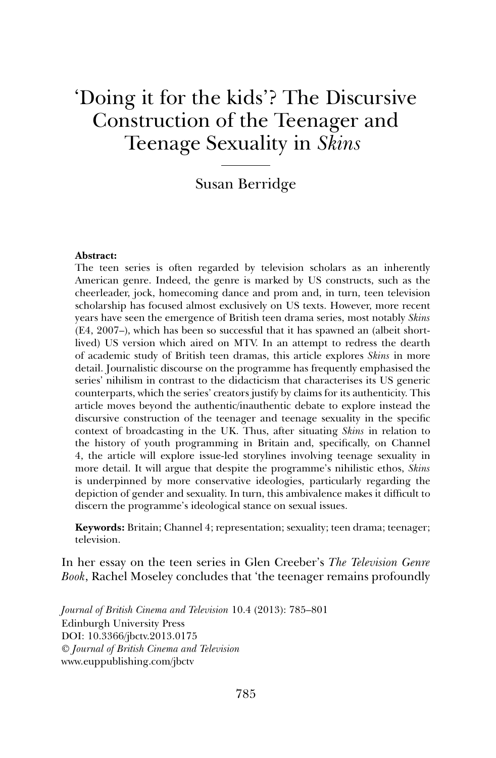# 'Doing it for the kids'? The Discursive Construction of the Teenager and Teenage Sexuality in *Skins*

Susan Berridge

**Abstract:**
The teen series is often regarded by television scholars as an inherently American genre. Indeed, the genre is marked by US constructs, such as the cheerleader, jock, homecoming dance and prom and, in turn, teen television scholarship has focused almost exclusively on US texts. However, more recent years have seen the emergence of British teen drama series, most notably *Skins* (E4, 2007–), which has been so successful that it has spawned an (albeit short-lived) US version which aired on MTV. In an attempt to redress the dearth of academic study of British teen dramas, this article explores *Skins* in more detail. Journalistic discourse on the programme has frequently emphasised the series' nihilism in contrast to the didacticism that characterises its US generic counterparts, which the series' creators justify by claims for its authenticity. This article moves beyond the authentic/inauthentic debate to explore instead the discursive construction of the teenager and teenage sexuality in the specific context of broadcasting in the UK. Thus, after situating *Skins* in relation to the history of youth programming in Britain and, specifically, on Channel 4, the article will explore issue-led storylines involving teenage sexuality in more detail. It will argue that despite the programme's nihilistic ethos, *Skins* is underpinned by more conservative ideologies, particularly regarding the depiction of gender and sexuality. In turn, this ambivalence makes it difficult to discern the programme's ideological stance on sexual issues.

**Keywords:** Britain; Channel 4; representation; sexuality; teen drama; teenager; television.

In her essay on the teen series in Glen Creeber's *The Television Genre Book*, Rachel Moseley concludes that 'the teenager remains profoundly

*Journal of British Cinema and Television* 10.4 (2013): 785–801
Edinburgh University Press
DOI: 10.3366/jbctv.2013.0175
© *Journal of British Cinema and Television*
www.euppublishing.com/jbctv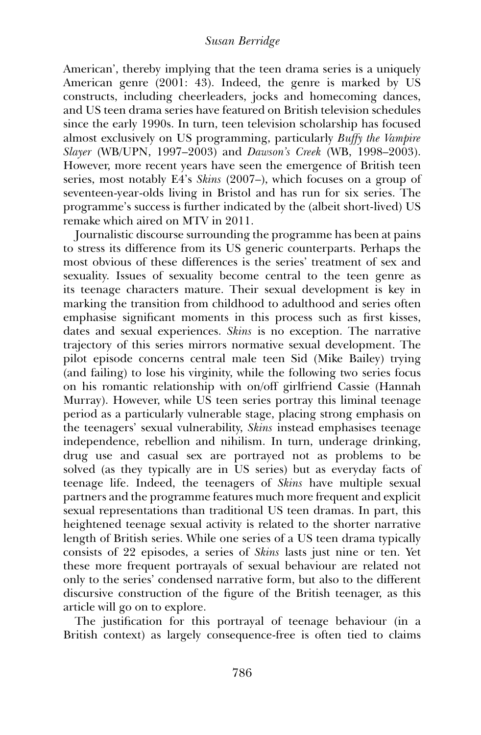American', thereby implying that the teen drama series is a uniquely American genre (2001: 43). Indeed, the genre is marked by US constructs, including cheerleaders, jocks and homecoming dances, and US teen drama series have featured on British television schedules since the early 1990s. In turn, teen television scholarship has focused almost exclusively on US programming, particularly *Buffy the Vampire Slayer* (WB/UPN, 1997–2003) and *Dawson's Creek* (WB, 1998–2003). However, more recent years have seen the emergence of British teen series, most notably E4's *Skins* (2007–), which focuses on a group of seventeen-year-olds living in Bristol and has run for six series. The programme's success is further indicated by the (albeit short-lived) US remake which aired on MTV in 2011.

Journalistic discourse surrounding the programme has been at pains to stress its difference from its US generic counterparts. Perhaps the most obvious of these differences is the series' treatment of sex and sexuality. Issues of sexuality become central to the teen genre as its teenage characters mature. Their sexual development is key in marking the transition from childhood to adulthood and series often emphasise significant moments in this process such as first kisses, dates and sexual experiences. *Skins* is no exception. The narrative trajectory of this series mirrors normative sexual development. The pilot episode concerns central male teen Sid (Mike Bailey) trying (and failing) to lose his virginity, while the following two series focus on his romantic relationship with on/off girlfriend Cassie (Hannah Murray). However, while US teen series portray this liminal teenage period as a particularly vulnerable stage, placing strong emphasis on the teenagers' sexual vulnerability, *Skins* instead emphasises teenage independence, rebellion and nihilism. In turn, underage drinking, drug use and casual sex are portrayed not as problems to be solved (as they typically are in US series) but as everyday facts of teenage life. Indeed, the teenagers of *Skins* have multiple sexual partners and the programme features much more frequent and explicit sexual representations than traditional US teen dramas. In part, this heightened teenage sexual activity is related to the shorter narrative length of British series. While one series of a US teen drama typically consists of 22 episodes, a series of *Skins* lasts just nine or ten. Yet these more frequent portrayals of sexual behaviour are related not only to the series' condensed narrative form, but also to the different discursive construction of the figure of the British teenager, as this article will go on to explore.

The justification for this portrayal of teenage behaviour (in a British context) as largely consequence-free is often tied to claims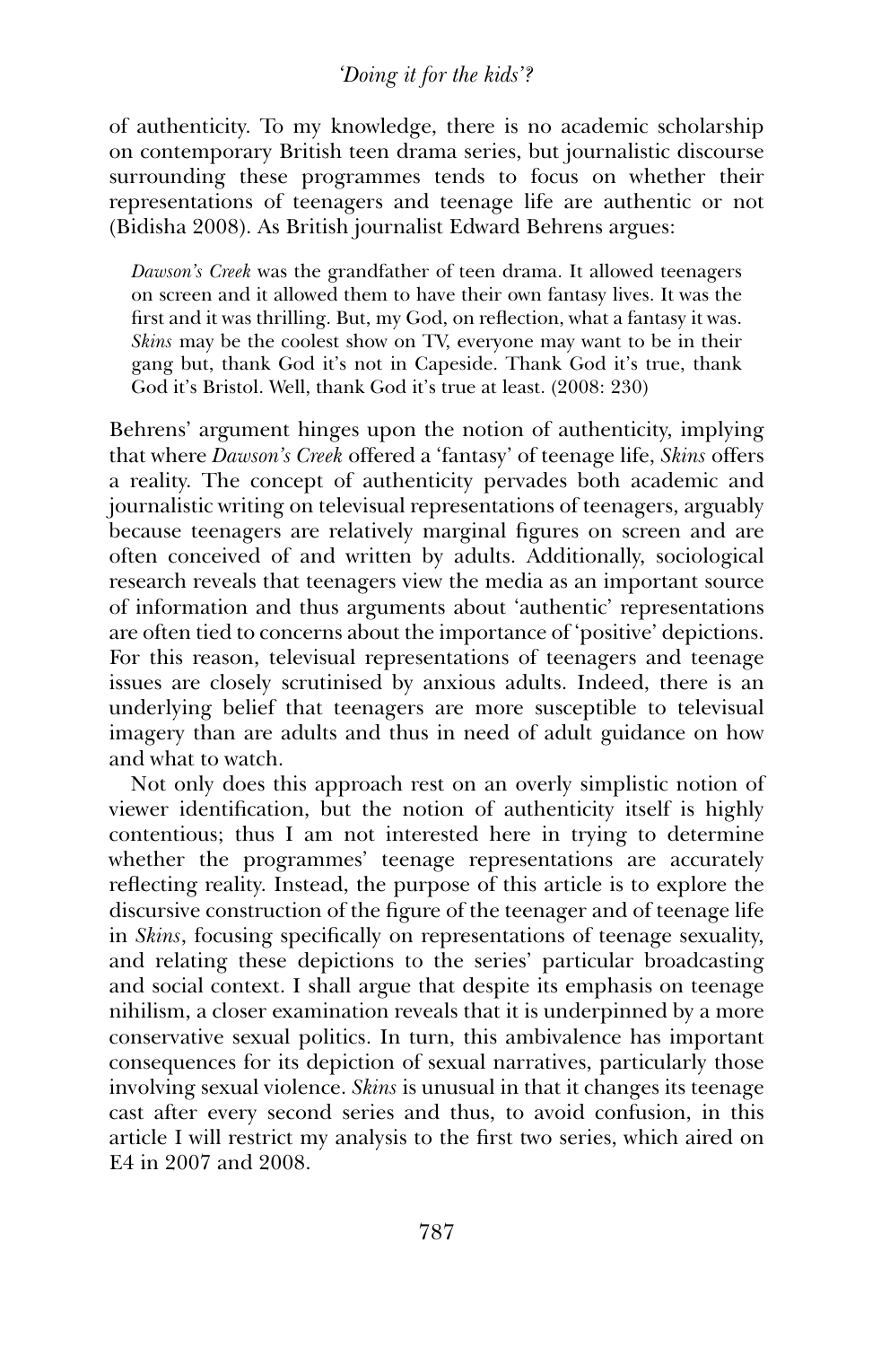of authenticity. To my knowledge, there is no academic scholarship on contemporary British teen drama series, but journalistic discourse surrounding these programmes tends to focus on whether their representations of teenagers and teenage life are authentic or not (Bidisha 2008). As British journalist Edward Behrens argues:

> *Dawson's Creek* was the grandfather of teen drama. It allowed teenagers on screen and it allowed them to have their own fantasy lives. It was the first and it was thrilling. But, my God, on reflection, what a fantasy it was. *Skins* may be the coolest show on TV, everyone may want to be in their gang but, thank God it's not in Capeside. Thank God it's true, thank God it's Bristol. Well, thank God it's true at least. (2008: 230)

Behrens' argument hinges upon the notion of authenticity, implying that where *Dawson's Creek* offered a 'fantasy' of teenage life, *Skins* offers a reality. The concept of authenticity pervades both academic and journalistic writing on televisual representations of teenagers, arguably because teenagers are relatively marginal figures on screen and are often conceived of and written by adults. Additionally, sociological research reveals that teenagers view the media as an important source of information and thus arguments about 'authentic' representations are often tied to concerns about the importance of 'positive' depictions. For this reason, televisual representations of teenagers and teenage issues are closely scrutinised by anxious adults. Indeed, there is an underlying belief that teenagers are more susceptible to televisual imagery than are adults and thus in need of adult guidance on how and what to watch.

Not only does this approach rest on an overly simplistic notion of viewer identification, but the notion of authenticity itself is highly contentious; thus I am not interested here in trying to determine whether the programmes' teenage representations are accurately reflecting reality. Instead, the purpose of this article is to explore the discursive construction of the figure of the teenager and of teenage life in *Skins*, focusing specifically on representations of teenage sexuality, and relating these depictions to the series' particular broadcasting and social context. I shall argue that despite its emphasis on teenage nihilism, a closer examination reveals that it is underpinned by a more conservative sexual politics. In turn, this ambivalence has important consequences for its depiction of sexual narratives, particularly those involving sexual violence. *Skins* is unusual in that it changes its teenage cast after every second series and thus, to avoid confusion, in this article I will restrict my analysis to the first two series, which aired on E4 in 2007 and 2008.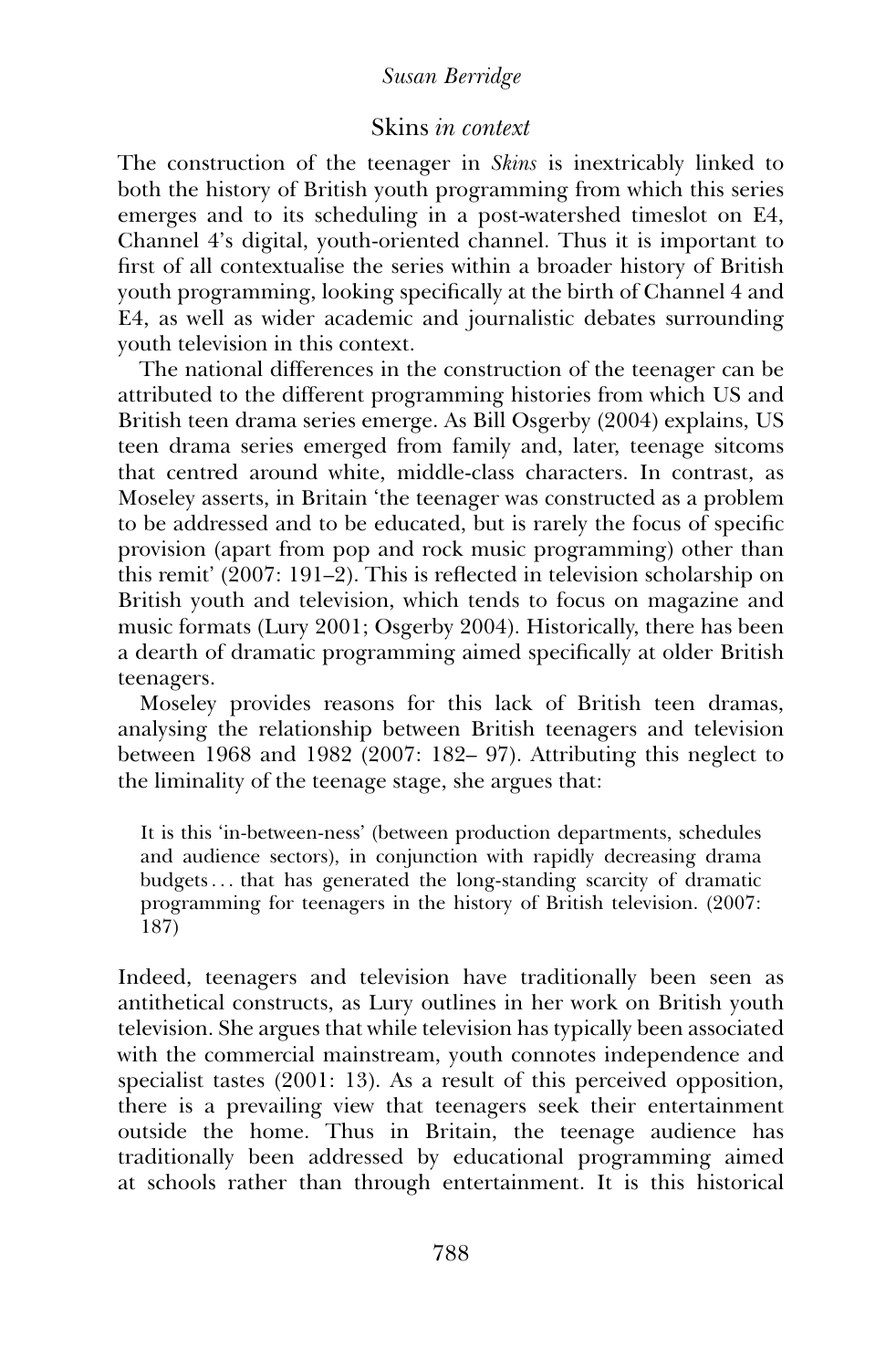## *Skins in context*

The construction of the teenager in *Skins* is inextricably linked to both the history of British youth programming from which this series emerges and to its scheduling in a post-watershed timeslot on E4, Channel 4's digital, youth-oriented channel. Thus it is important to first of all contextualise the series within a broader history of British youth programming, looking specifically at the birth of Channel 4 and E4, as well as wider academic and journalistic debates surrounding youth television in this context.

The national differences in the construction of the teenager can be attributed to the different programming histories from which US and British teen drama series emerge. As Bill Osgerby (2004) explains, US teen drama series emerged from family and, later, teenage sitcoms that centred around white, middle-class characters. In contrast, as Moseley asserts, in Britain 'the teenager was constructed as a problem to be addressed and to be educated, but is rarely the focus of specific provision (apart from pop and rock music programming) other than this remit' (2007: 191–2). This is reflected in television scholarship on British youth and television, which tends to focus on magazine and music formats (Lury 2001; Osgerby 2004). Historically, there has been a dearth of dramatic programming aimed specifically at older British teenagers.

Moseley provides reasons for this lack of British teen dramas, analysing the relationship between British teenagers and television between 1968 and 1982 (2007: 182– 97). Attributing this neglect to the liminality of the teenage stage, she argues that:

> It is this 'in-between-ness' (between production departments, schedules and audience sectors), in conjunction with rapidly decreasing drama budgets . . . that has generated the long-standing scarcity of dramatic programming for teenagers in the history of British television. (2007: 187)

Indeed, teenagers and television have traditionally been seen as antithetical constructs, as Lury outlines in her work on British youth television. She argues that while television has typically been associated with the commercial mainstream, youth connotes independence and specialist tastes (2001: 13). As a result of this perceived opposition, there is a prevailing view that teenagers seek their entertainment outside the home. Thus in Britain, the teenage audience has traditionally been addressed by educational programming aimed at schools rather than through entertainment. It is this historical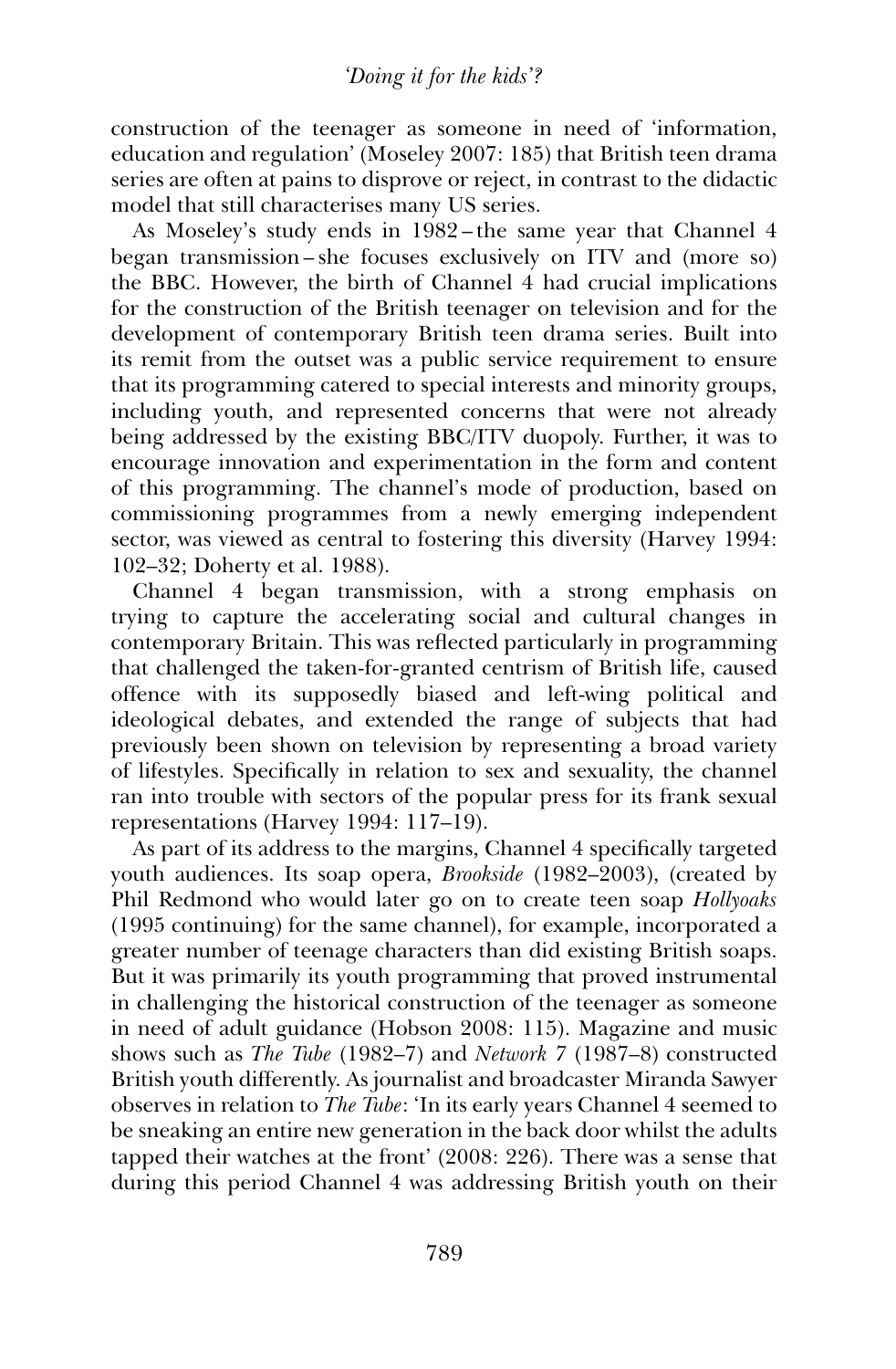construction of the teenager as someone in need of 'information, education and regulation' (Moseley 2007: 185) that British teen drama series are often at pains to disprove or reject, in contrast to the didactic model that still characterises many US series.

As Moseley's study ends in 1982 – the same year that Channel 4 began transmission – she focuses exclusively on ITV and (more so) the BBC. However, the birth of Channel 4 had crucial implications for the construction of the British teenager on television and for the development of contemporary British teen drama series. Built into its remit from the outset was a public service requirement to ensure that its programming catered to special interests and minority groups, including youth, and represented concerns that were not already being addressed by the existing BBC/ITV duopoly. Further, it was to encourage innovation and experimentation in the form and content of this programming. The channel's mode of production, based on commissioning programmes from a newly emerging independent sector, was viewed as central to fostering this diversity (Harvey 1994: 102–32; Doherty et al. 1988).

Channel 4 began transmission, with a strong emphasis on trying to capture the accelerating social and cultural changes in contemporary Britain. This was reflected particularly in programming that challenged the taken-for-granted centrism of British life, caused offence with its supposedly biased and left-wing political and ideological debates, and extended the range of subjects that had previously been shown on television by representing a broad variety of lifestyles. Specifically in relation to sex and sexuality, the channel ran into trouble with sectors of the popular press for its frank sexual representations (Harvey 1994: 117–19).

As part of its address to the margins, Channel 4 specifically targeted youth audiences. Its soap opera, *Brookside* (1982–2003), (created by Phil Redmond who would later go on to create teen soap *Hollyoaks* (1995 continuing) for the same channel), for example, incorporated a greater number of teenage characters than did existing British soaps. But it was primarily its youth programming that proved instrumental in challenging the historical construction of the teenager as someone in need of adult guidance (Hobson 2008: 115). Magazine and music shows such as *The Tube* (1982–7) and *Network 7* (1987–8) constructed British youth differently. As journalist and broadcaster Miranda Sawyer observes in relation to *The Tube*: 'In its early years Channel 4 seemed to be sneaking an entire new generation in the back door whilst the adults tapped their watches at the front' (2008: 226). There was a sense that during this period Channel 4 was addressing British youth on their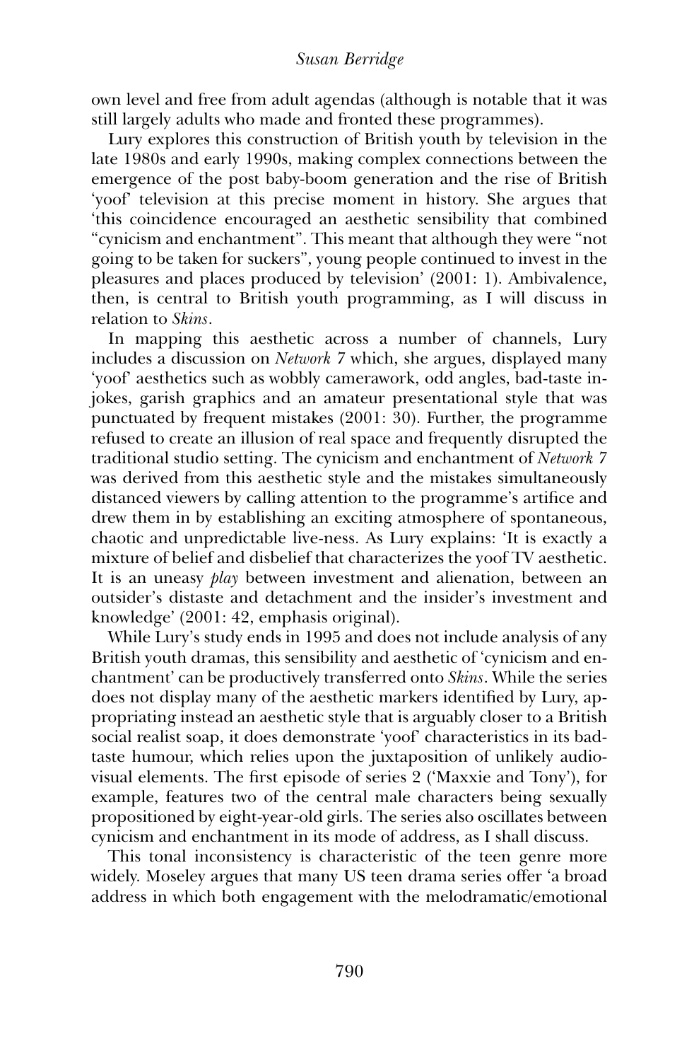own level and free from adult agendas (although is notable that it was still largely adults who made and fronted these programmes).

Lury explores this construction of British youth by television in the late 1980s and early 1990s, making complex connections between the emergence of the post baby-boom generation and the rise of British 'yoof' television at this precise moment in history. She argues that 'this coincidence encouraged an aesthetic sensibility that combined "cynicism and enchantment". This meant that although they were "not going to be taken for suckers", young people continued to invest in the pleasures and places produced by television' (2001: 1). Ambivalence, then, is central to British youth programming, as I will discuss in relation to *Skins*.

In mapping this aesthetic across a number of channels, Lury includes a discussion on *Network 7* which, she argues, displayed many 'yoof' aesthetics such as wobbly camerawork, odd angles, bad-taste in-jokes, garish graphics and an amateur presentational style that was punctuated by frequent mistakes (2001: 30). Further, the programme refused to create an illusion of real space and frequently disrupted the traditional studio setting. The cynicism and enchantment of *Network 7* was derived from this aesthetic style and the mistakes simultaneously distanced viewers by calling attention to the programme's artifice and drew them in by establishing an exciting atmosphere of spontaneous, chaotic and unpredictable live-ness. As Lury explains: 'It is exactly a mixture of belief and disbelief that characterizes the yoof TV aesthetic. It is an uneasy *play* between investment and alienation, between an outsider's distaste and detachment and the insider's investment and knowledge' (2001: 42, emphasis original).

While Lury's study ends in 1995 and does not include analysis of any British youth dramas, this sensibility and aesthetic of 'cynicism and enchantment' can be productively transferred onto *Skins*. While the series does not display many of the aesthetic markers identified by Lury, appropriating instead an aesthetic style that is arguably closer to a British social realist soap, it does demonstrate 'yoof' characteristics in its bad-taste humour, which relies upon the juxtaposition of unlikely audio-visual elements. The first episode of series 2 ('Maxxie and Tony'), for example, features two of the central male characters being sexually propositioned by eight-year-old girls. The series also oscillates between cynicism and enchantment in its mode of address, as I shall discuss.

This tonal inconsistency is characteristic of the teen genre more widely. Moseley argues that many US teen drama series offer 'a broad address in which both engagement with the melodramatic/emotional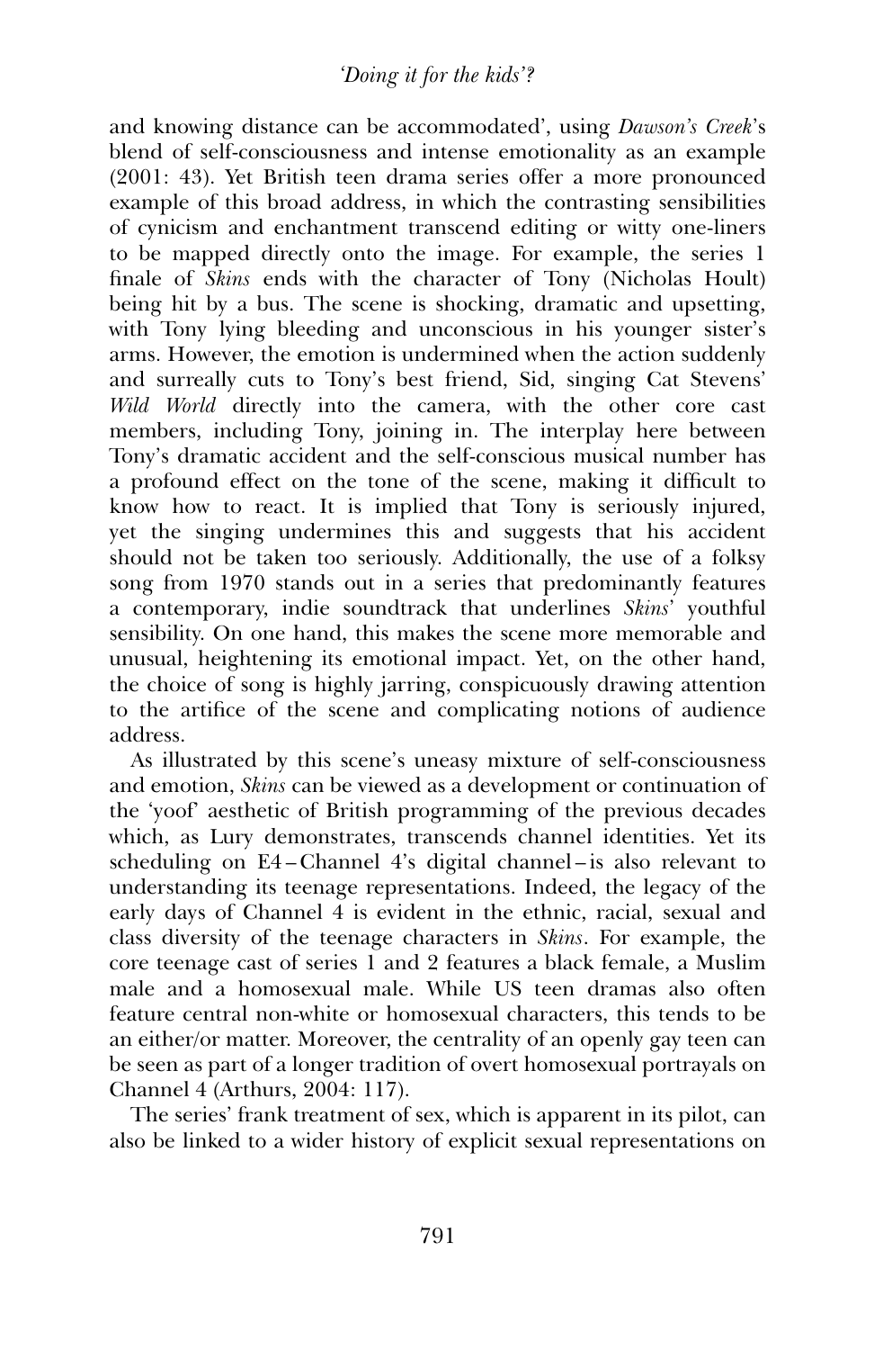and knowing distance can be accommodated', using *Dawson's Creek*'s blend of self-consciousness and intense emotionality as an example (2001: 43). Yet British teen drama series offer a more pronounced example of this broad address, in which the contrasting sensibilities of cynicism and enchantment transcend editing or witty one-liners to be mapped directly onto the image. For example, the series 1 finale of *Skins* ends with the character of Tony (Nicholas Hoult) being hit by a bus. The scene is shocking, dramatic and upsetting, with Tony lying bleeding and unconscious in his younger sister's arms. However, the emotion is undermined when the action suddenly and surreally cuts to Tony's best friend, Sid, singing Cat Stevens' *Wild World* directly into the camera, with the other core cast members, including Tony, joining in. The interplay here between Tony's dramatic accident and the self-conscious musical number has a profound effect on the tone of the scene, making it difficult to know how to react. It is implied that Tony is seriously injured, yet the singing undermines this and suggests that his accident should not be taken too seriously. Additionally, the use of a folksy song from 1970 stands out in a series that predominantly features a contemporary, indie soundtrack that underlines *Skins*' youthful sensibility. On one hand, this makes the scene more memorable and unusual, heightening its emotional impact. Yet, on the other hand, the choice of song is highly jarring, conspicuously drawing attention to the artifice of the scene and complicating notions of audience address.

As illustrated by this scene's uneasy mixture of self-consciousness and emotion, *Skins* can be viewed as a development or continuation of the 'yoof' aesthetic of British programming of the previous decades which, as Lury demonstrates, transcends channel identities. Yet its scheduling on E4 – Channel 4's digital channel – is also relevant to understanding its teenage representations. Indeed, the legacy of the early days of Channel 4 is evident in the ethnic, racial, sexual and class diversity of the teenage characters in *Skins*. For example, the core teenage cast of series 1 and 2 features a black female, a Muslim male and a homosexual male. While US teen dramas also often feature central non-white or homosexual characters, this tends to be an either/or matter. Moreover, the centrality of an openly gay teen can be seen as part of a longer tradition of overt homosexual portrayals on Channel 4 (Arthurs, 2004: 117).

The series' frank treatment of sex, which is apparent in its pilot, can also be linked to a wider history of explicit sexual representations on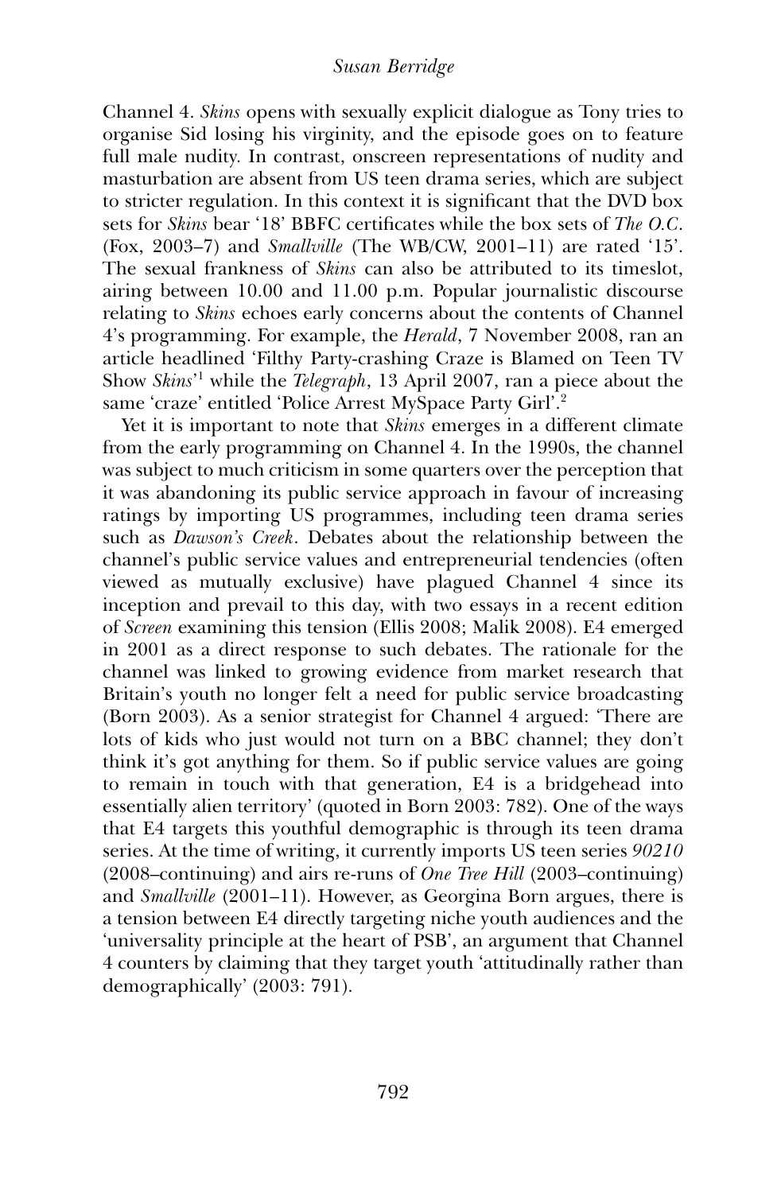Channel 4. *Skins* opens with sexually explicit dialogue as Tony tries to organise Sid losing his virginity, and the episode goes on to feature full male nudity. In contrast, onscreen representations of nudity and masturbation are absent from US teen drama series, which are subject to stricter regulation. In this context it is significant that the DVD box sets for *Skins* bear '18' BBFC certificates while the box sets of *The O.C.* (Fox, 2003–7) and *Smallville* (The WB/CW, 2001–11) are rated '15'. The sexual frankness of *Skins* can also be attributed to its timeslot, airing between 10.00 and 11.00 p.m. Popular journalistic discourse relating to *Skins* echoes early concerns about the contents of Channel 4's programming. For example, the *Herald*, 7 November 2008, ran an article headlined 'Filthy Party-crashing Craze is Blamed on Teen TV Show *Skins*'[1] while the *Telegraph*, 13 April 2007, ran a piece about the same 'craze' entitled 'Police Arrest MySpace Party Girl'.[2]

Yet it is important to note that *Skins* emerges in a different climate from the early programming on Channel 4. In the 1990s, the channel was subject to much criticism in some quarters over the perception that it was abandoning its public service approach in favour of increasing ratings by importing US programmes, including teen drama series such as *Dawson's Creek*. Debates about the relationship between the channel's public service values and entrepreneurial tendencies (often viewed as mutually exclusive) have plagued Channel 4 since its inception and prevail to this day, with two essays in a recent edition of *Screen* examining this tension (Ellis 2008; Malik 2008). E4 emerged in 2001 as a direct response to such debates. The rationale for the channel was linked to growing evidence from market research that Britain's youth no longer felt a need for public service broadcasting (Born 2003). As a senior strategist for Channel 4 argued: 'There are lots of kids who just would not turn on a BBC channel; they don't think it's got anything for them. So if public service values are going to remain in touch with that generation, E4 is a bridgehead into essentially alien territory' (quoted in Born 2003: 782). One of the ways that E4 targets this youthful demographic is through its teen drama series. At the time of writing, it currently imports US teen series *90210* (2008–continuing) and airs re-runs of *One Tree Hill* (2003–continuing) and *Smallville* (2001–11). However, as Georgina Born argues, there is a tension between E4 directly targeting niche youth audiences and the 'universality principle at the heart of PSB', an argument that Channel 4 counters by claiming that they target youth 'attitudinally rather than demographically' (2003: 791).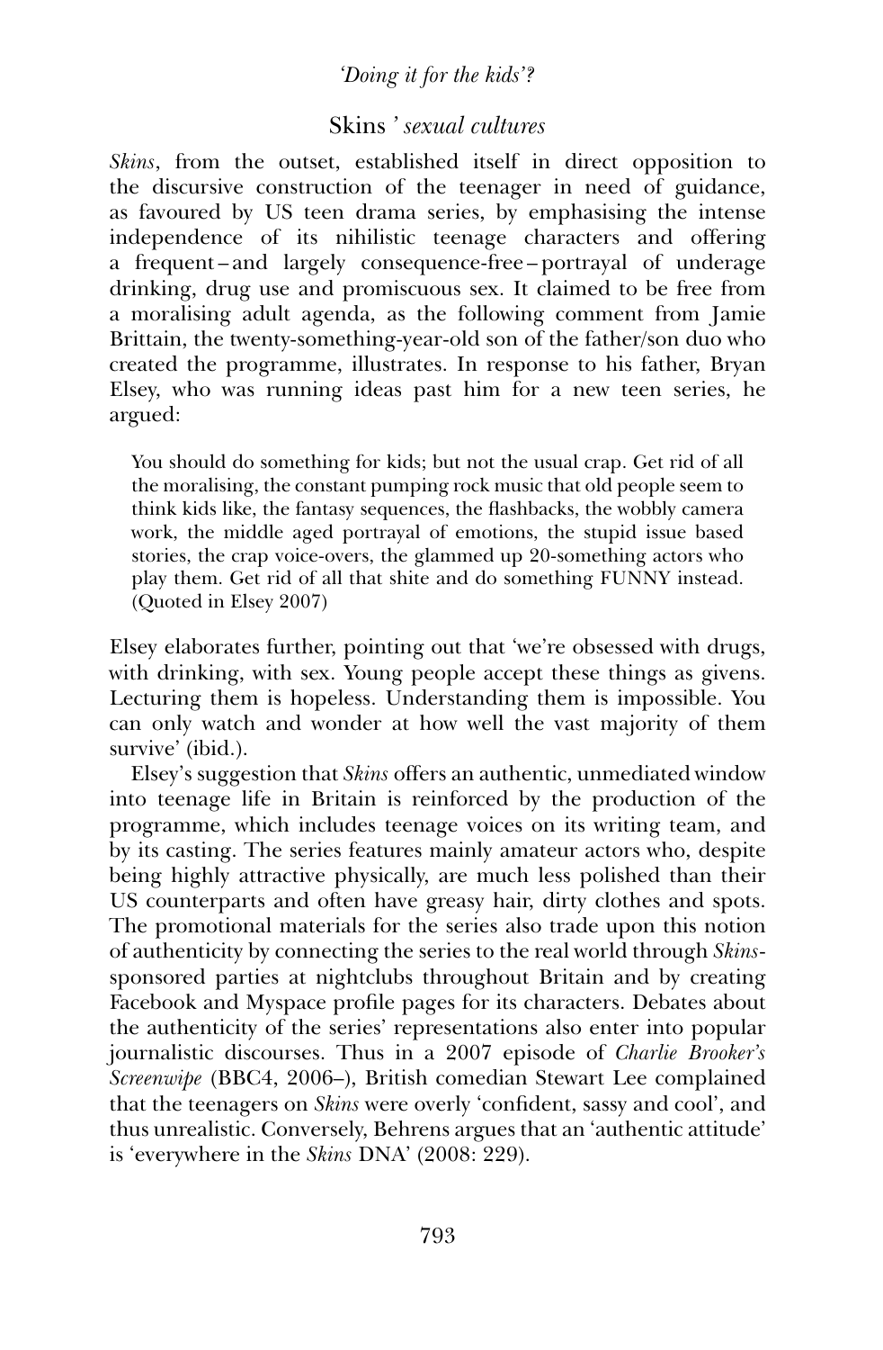## *Skins' sexual cultures*

*Skins*, from the outset, established itself in direct opposition to the discursive construction of the teenager in need of guidance, as favoured by US teen drama series, by emphasising the intense independence of its nihilistic teenage characters and offering a frequent – and largely consequence-free – portrayal of underage drinking, drug use and promiscuous sex. It claimed to be free from a moralising adult agenda, as the following comment from Jamie Brittain, the twenty-something-year-old son of the father/son duo who created the programme, illustrates. In response to his father, Bryan Elsey, who was running ideas past him for a new teen series, he argued:

> You should do something for kids; but not the usual crap. Get rid of all the moralising, the constant pumping rock music that old people seem to think kids like, the fantasy sequences, the flashbacks, the wobbly camera work, the middle aged portrayal of emotions, the stupid issue based stories, the crap voice-overs, the glammed up 20-something actors who play them. Get rid of all that shite and do something FUNNY instead. (Quoted in Elsey 2007)

Elsey elaborates further, pointing out that 'we're obsessed with drugs, with drinking, with sex. Young people accept these things as givens. Lecturing them is hopeless. Understanding them is impossible. You can only watch and wonder at how well the vast majority of them survive' (ibid.).

Elsey's suggestion that *Skins* offers an authentic, unmediated window into teenage life in Britain is reinforced by the production of the programme, which includes teenage voices on its writing team, and by its casting. The series features mainly amateur actors who, despite being highly attractive physically, are much less polished than their US counterparts and often have greasy hair, dirty clothes and spots. The promotional materials for the series also trade upon this notion of authenticity by connecting the series to the real world through *Skins*-sponsored parties at nightclubs throughout Britain and by creating Facebook and Myspace profile pages for its characters. Debates about the authenticity of the series' representations also enter into popular journalistic discourses. Thus in a 2007 episode of *Charlie Brooker's Screenwipe* (BBC4, 2006–), British comedian Stewart Lee complained that the teenagers on *Skins* were overly 'confident, sassy and cool', and thus unrealistic. Conversely, Behrens argues that an 'authentic attitude' is 'everywhere in the *Skins* DNA' (2008: 229).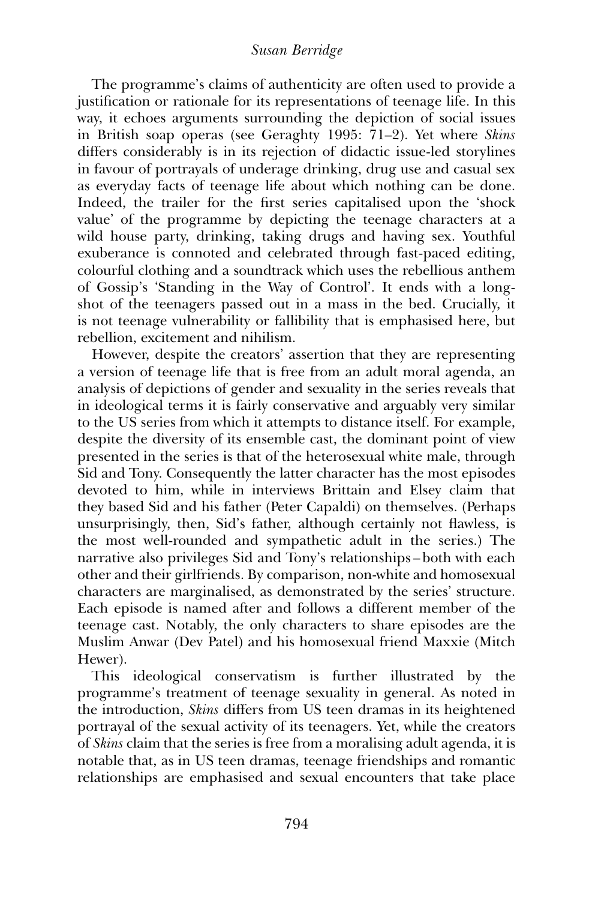The programme's claims of authenticity are often used to provide a justification or rationale for its representations of teenage life. In this way, it echoes arguments surrounding the depiction of social issues in British soap operas (see Geraghty 1995: 71–2). Yet where *Skins* differs considerably is in its rejection of didactic issue-led storylines in favour of portrayals of underage drinking, drug use and casual sex as everyday facts of teenage life about which nothing can be done. Indeed, the trailer for the first series capitalised upon the 'shock value' of the programme by depicting the teenage characters at a wild house party, drinking, taking drugs and having sex. Youthful exuberance is connoted and celebrated through fast-paced editing, colourful clothing and a soundtrack which uses the rebellious anthem of Gossip's 'Standing in the Way of Control'. It ends with a long-shot of the teenagers passed out in a mass in the bed. Crucially, it is not teenage vulnerability or fallibility that is emphasised here, but rebellion, excitement and nihilism.

However, despite the creators' assertion that they are representing a version of teenage life that is free from an adult moral agenda, an analysis of depictions of gender and sexuality in the series reveals that in ideological terms it is fairly conservative and arguably very similar to the US series from which it attempts to distance itself. For example, despite the diversity of its ensemble cast, the dominant point of view presented in the series is that of the heterosexual white male, through Sid and Tony. Consequently the latter character has the most episodes devoted to him, while in interviews Brittain and Elsey claim that they based Sid and his father (Peter Capaldi) on themselves. (Perhaps unsurprisingly, then, Sid's father, although certainly not flawless, is the most well-rounded and sympathetic adult in the series.) The narrative also privileges Sid and Tony's relationships – both with each other and their girlfriends. By comparison, non-white and homosexual characters are marginalised, as demonstrated by the series' structure. Each episode is named after and follows a different member of the teenage cast. Notably, the only characters to share episodes are the Muslim Anwar (Dev Patel) and his homosexual friend Maxxie (Mitch Hewer).

This ideological conservatism is further illustrated by the programme's treatment of teenage sexuality in general. As noted in the introduction, *Skins* differs from US teen dramas in its heightened portrayal of the sexual activity of its teenagers. Yet, while the creators of *Skins* claim that the series is free from a moralising adult agenda, it is notable that, as in US teen dramas, teenage friendships and romantic relationships are emphasised and sexual encounters that take place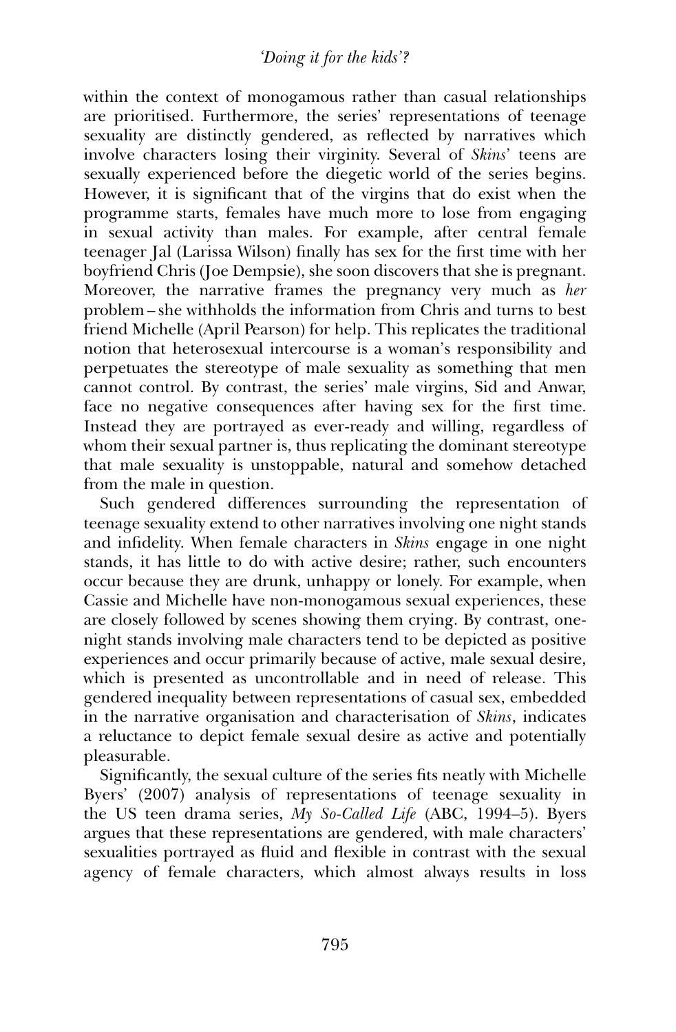within the context of monogamous rather than casual relationships are prioritised. Furthermore, the series' representations of teenage sexuality are distinctly gendered, as reflected by narratives which involve characters losing their virginity. Several of *Skins*' teens are sexually experienced before the diegetic world of the series begins. However, it is significant that of the virgins that do exist when the programme starts, females have much more to lose from engaging in sexual activity than males. For example, after central female teenager Jal (Larissa Wilson) finally has sex for the first time with her boyfriend Chris (Joe Dempsie), she soon discovers that she is pregnant. Moreover, the narrative frames the pregnancy very much as *her* problem – she withholds the information from Chris and turns to best friend Michelle (April Pearson) for help. This replicates the traditional notion that heterosexual intercourse is a woman's responsibility and perpetuates the stereotype of male sexuality as something that men cannot control. By contrast, the series' male virgins, Sid and Anwar, face no negative consequences after having sex for the first time. Instead they are portrayed as ever-ready and willing, regardless of whom their sexual partner is, thus replicating the dominant stereotype that male sexuality is unstoppable, natural and somehow detached from the male in question.

Such gendered differences surrounding the representation of teenage sexuality extend to other narratives involving one night stands and infidelity. When female characters in *Skins* engage in one night stands, it has little to do with active desire; rather, such encounters occur because they are drunk, unhappy or lonely. For example, when Cassie and Michelle have non-monogamous sexual experiences, these are closely followed by scenes showing them crying. By contrast, one-night stands involving male characters tend to be depicted as positive experiences and occur primarily because of active, male sexual desire, which is presented as uncontrollable and in need of release. This gendered inequality between representations of casual sex, embedded in the narrative organisation and characterisation of *Skins*, indicates a reluctance to depict female sexual desire as active and potentially pleasurable.

Significantly, the sexual culture of the series fits neatly with Michelle Byers' (2007) analysis of representations of teenage sexuality in the US teen drama series, *My So-Called Life* (ABC, 1994–5). Byers argues that these representations are gendered, with male characters' sexualities portrayed as fluid and flexible in contrast with the sexual agency of female characters, which almost always results in loss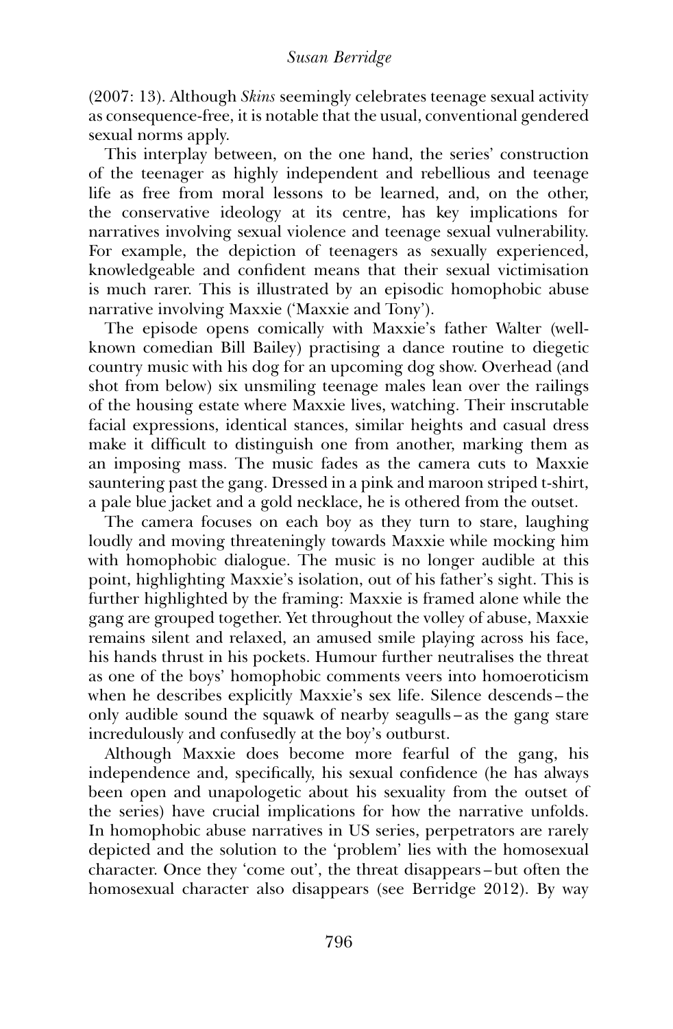(2007: 13). Although *Skins* seemingly celebrates teenage sexual activity as consequence-free, it is notable that the usual, conventional gendered sexual norms apply.

This interplay between, on the one hand, the series' construction of the teenager as highly independent and rebellious and teenage life as free from moral lessons to be learned, and, on the other, the conservative ideology at its centre, has key implications for narratives involving sexual violence and teenage sexual vulnerability. For example, the depiction of teenagers as sexually experienced, knowledgeable and confident means that their sexual victimisation is much rarer. This is illustrated by an episodic homophobic abuse narrative involving Maxxie ('Maxxie and Tony').

The episode opens comically with Maxxie's father Walter (well-known comedian Bill Bailey) practising a dance routine to diegetic country music with his dog for an upcoming dog show. Overhead (and shot from below) six unsmiling teenage males lean over the railings of the housing estate where Maxxie lives, watching. Their inscrutable facial expressions, identical stances, similar heights and casual dress make it difficult to distinguish one from another, marking them as an imposing mass. The music fades as the camera cuts to Maxxie sauntering past the gang. Dressed in a pink and maroon striped t-shirt, a pale blue jacket and a gold necklace, he is othered from the outset.

The camera focuses on each boy as they turn to stare, laughing loudly and moving threateningly towards Maxxie while mocking him with homophobic dialogue. The music is no longer audible at this point, highlighting Maxxie's isolation, out of his father's sight. This is further highlighted by the framing: Maxxie is framed alone while the gang are grouped together. Yet throughout the volley of abuse, Maxxie remains silent and relaxed, an amused smile playing across his face, his hands thrust in his pockets. Humour further neutralises the threat as one of the boys' homophobic comments veers into homoeroticism when he describes explicitly Maxxie's sex life. Silence descends – the only audible sound the squawk of nearby seagulls – as the gang stare incredulously and confusedly at the boy's outburst.

Although Maxxie does become more fearful of the gang, his independence and, specifically, his sexual confidence (he has always been open and unapologetic about his sexuality from the outset of the series) have crucial implications for how the narrative unfolds. In homophobic abuse narratives in US series, perpetrators are rarely depicted and the solution to the 'problem' lies with the homosexual character. Once they 'come out', the threat disappears – but often the homosexual character also disappears (see Berridge 2012). By way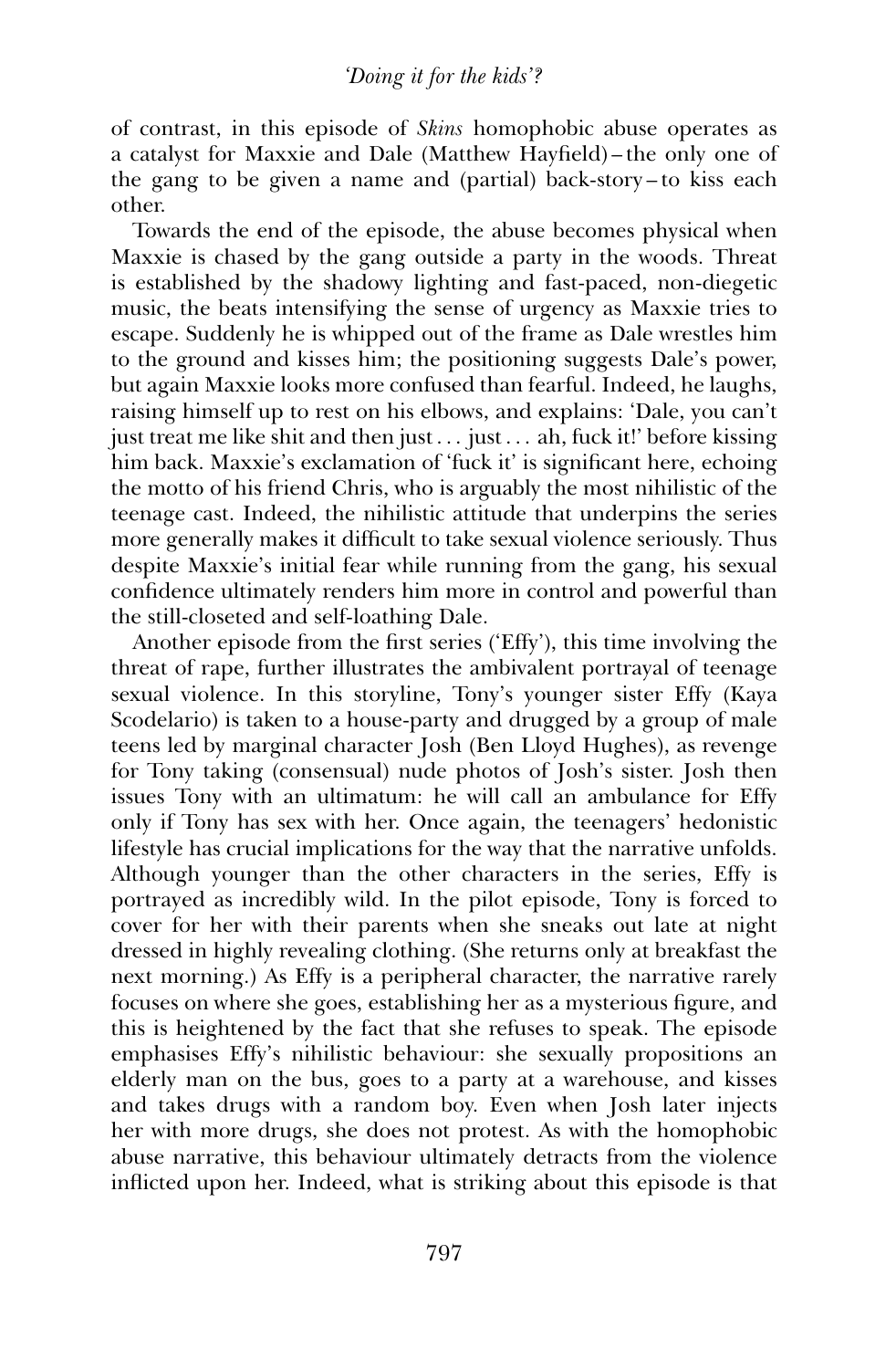of contrast, in this episode of *Skins* homophobic abuse operates as a catalyst for Maxxie and Dale (Matthew Hayfield) – the only one of the gang to be given a name and (partial) back-story – to kiss each other.

Towards the end of the episode, the abuse becomes physical when Maxxie is chased by the gang outside a party in the woods. Threat is established by the shadowy lighting and fast-paced, non-diegetic music, the beats intensifying the sense of urgency as Maxxie tries to escape. Suddenly he is whipped out of the frame as Dale wrestles him to the ground and kisses him; the positioning suggests Dale's power, but again Maxxie looks more confused than fearful. Indeed, he laughs, raising himself up to rest on his elbows, and explains: 'Dale, you can't just treat me like shit and then just . . . just . . . ah, fuck it!' before kissing him back. Maxxie's exclamation of 'fuck it' is significant here, echoing the motto of his friend Chris, who is arguably the most nihilistic of the teenage cast. Indeed, the nihilistic attitude that underpins the series more generally makes it difficult to take sexual violence seriously. Thus despite Maxxie's initial fear while running from the gang, his sexual confidence ultimately renders him more in control and powerful than the still-closeted and self-loathing Dale.

Another episode from the first series ('Effy'), this time involving the threat of rape, further illustrates the ambivalent portrayal of teenage sexual violence. In this storyline, Tony's younger sister Effy (Kaya Scodelario) is taken to a house-party and drugged by a group of male teens led by marginal character Josh (Ben Lloyd Hughes), as revenge for Tony taking (consensual) nude photos of Josh's sister. Josh then issues Tony with an ultimatum: he will call an ambulance for Effy only if Tony has sex with her. Once again, the teenagers' hedonistic lifestyle has crucial implications for the way that the narrative unfolds. Although younger than the other characters in the series, Effy is portrayed as incredibly wild. In the pilot episode, Tony is forced to cover for her with their parents when she sneaks out late at night dressed in highly revealing clothing. (She returns only at breakfast the next morning.) As Effy is a peripheral character, the narrative rarely focuses on where she goes, establishing her as a mysterious figure, and this is heightened by the fact that she refuses to speak. The episode emphasises Effy's nihilistic behaviour: she sexually propositions an elderly man on the bus, goes to a party at a warehouse, and kisses and takes drugs with a random boy. Even when Josh later injects her with more drugs, she does not protest. As with the homophobic abuse narrative, this behaviour ultimately detracts from the violence inflicted upon her. Indeed, what is striking about this episode is that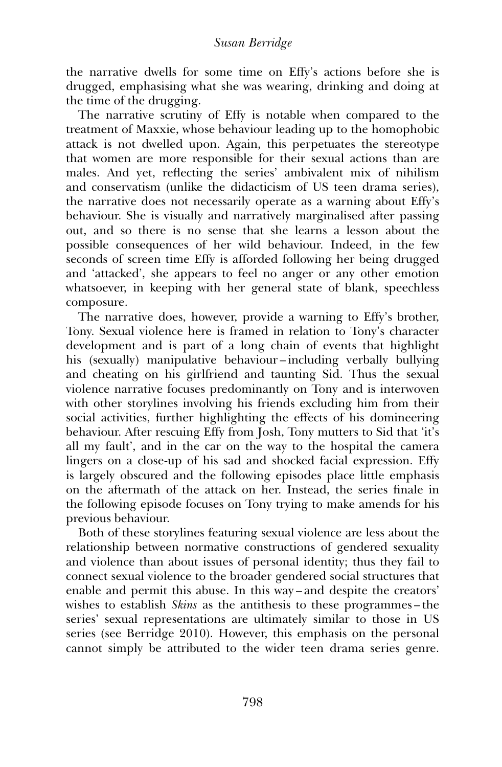the narrative dwells for some time on Effy's actions before she is drugged, emphasising what she was wearing, drinking and doing at the time of the drugging.

The narrative scrutiny of Effy is notable when compared to the treatment of Maxxie, whose behaviour leading up to the homophobic attack is not dwelled upon. Again, this perpetuates the stereotype that women are more responsible for their sexual actions than are males. And yet, reflecting the series' ambivalent mix of nihilism and conservatism (unlike the didacticism of US teen drama series), the narrative does not necessarily operate as a warning about Effy's behaviour. She is visually and narratively marginalised after passing out, and so there is no sense that she learns a lesson about the possible consequences of her wild behaviour. Indeed, in the few seconds of screen time Effy is afforded following her being drugged and 'attacked', she appears to feel no anger or any other emotion whatsoever, in keeping with her general state of blank, speechless composure.

The narrative does, however, provide a warning to Effy's brother, Tony. Sexual violence here is framed in relation to Tony's character development and is part of a long chain of events that highlight his (sexually) manipulative behaviour – including verbally bullying and cheating on his girlfriend and taunting Sid. Thus the sexual violence narrative focuses predominantly on Tony and is interwoven with other storylines involving his friends excluding him from their social activities, further highlighting the effects of his domineering behaviour. After rescuing Effy from Josh, Tony mutters to Sid that 'it's all my fault', and in the car on the way to the hospital the camera lingers on a close-up of his sad and shocked facial expression. Effy is largely obscured and the following episodes place little emphasis on the aftermath of the attack on her. Instead, the series finale in the following episode focuses on Tony trying to make amends for his previous behaviour.

Both of these storylines featuring sexual violence are less about the relationship between normative constructions of gendered sexuality and violence than about issues of personal identity; thus they fail to connect sexual violence to the broader gendered social structures that enable and permit this abuse. In this way – and despite the creators' wishes to establish *Skins* as the antithesis to these programmes – the series' sexual representations are ultimately similar to those in US series (see Berridge 2010). However, this emphasis on the personal cannot simply be attributed to the wider teen drama series genre.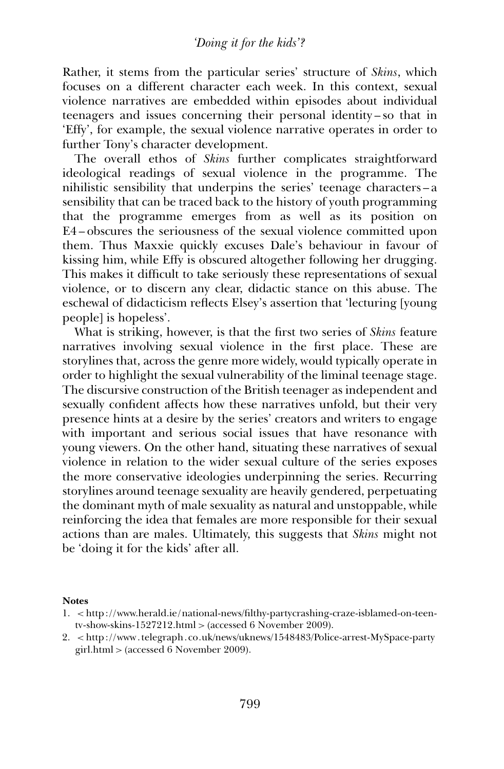Rather, it stems from the particular series' structure of *Skins*, which focuses on a different character each week. In this context, sexual violence narratives are embedded within episodes about individual teenagers and issues concerning their personal identity – so that in 'Effy', for example, the sexual violence narrative operates in order to further Tony's character development.

The overall ethos of *Skins* further complicates straightforward ideological readings of sexual violence in the programme. The nihilistic sensibility that underpins the series' teenage characters – a sensibility that can be traced back to the history of youth programming that the programme emerges from as well as its position on E4 – obscures the seriousness of the sexual violence committed upon them. Thus Maxxie quickly excuses Dale's behaviour in favour of kissing him, while Effy is obscured altogether following her drugging. This makes it difficult to take seriously these representations of sexual violence, or to discern any clear, didactic stance on this abuse. The eschewal of didacticism reflects Elsey's assertion that 'lecturing [young people] is hopeless'.

What is striking, however, is that the first two series of *Skins* feature narratives involving sexual violence in the first place. These are storylines that, across the genre more widely, would typically operate in order to highlight the sexual vulnerability of the liminal teenage stage. The discursive construction of the British teenager as independent and sexually confident affects how these narratives unfold, but their very presence hints at a desire by the series' creators and writers to engage with important and serious social issues that have resonance with young viewers. On the other hand, situating these narratives of sexual violence in relation to the wider sexual culture of the series exposes the more conservative ideologies underpinning the series. Recurring storylines around teenage sexuality are heavily gendered, perpetuating the dominant myth of male sexuality as natural and unstoppable, while reinforcing the idea that females are more responsible for their sexual actions than are males. Ultimately, this suggests that *Skins* might not be 'doing it for the kids' after all.

**Notes**

1. < http://www.herald.ie/national-news/filthy-partycrashing-craze-isblamed-on-teen-tv-show-skins-1527212.html > (accessed 6 November 2009).
2. < http://www.telegraph.co.uk/news/uknews/1548483/Police-arrest-MySpace-party girl.html > (accessed 6 November 2009).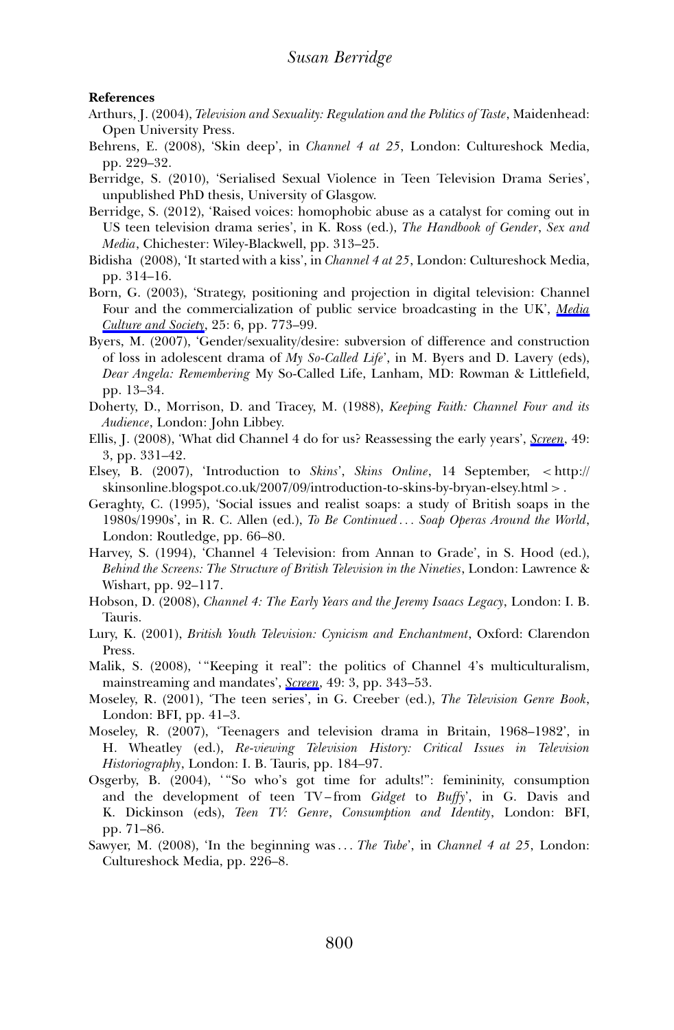**References**

Arthurs, J. (2004), *Television and Sexuality: Regulation and the Politics of Taste*, Maidenhead: Open University Press.

Behrens, E. (2008), 'Skin deep', in *Channel 4 at 25*, London: Cultureshock Media, pp. 229–32.

Berridge, S. (2010), 'Serialised Sexual Violence in Teen Television Drama Series', unpublished PhD thesis, University of Glasgow.

Berridge, S. (2012), 'Raised voices: homophobic abuse as a catalyst for coming out in US teen television drama series', in K. Ross (ed.), *The Handbook of Gender, Sex and Media*, Chichester: Wiley-Blackwell, pp. 313–25.

Bidisha (2008), 'It started with a kiss', in *Channel 4 at 25*, London: Cultureshock Media, pp. 314–16.

Born, G. (2003), 'Strategy, positioning and projection in digital television: Channel Four and the commercialization of public service broadcasting in the UK', *Media Culture and Society*, 25: 6, pp. 773–99.

Byers, M. (2007), 'Gender/sexuality/desire: subversion of difference and construction of loss in adolescent drama of *My So-Called Life*', in M. Byers and D. Lavery (eds), *Dear Angela: Remembering* My So-Called Life, Lanham, MD: Rowman & Littlefield, pp. 13–34.

Doherty, D., Morrison, D. and Tracey, M. (1988), *Keeping Faith: Channel Four and its Audience*, London: John Libbey.

Ellis, J. (2008), 'What did Channel 4 do for us? Reassessing the early years', *Screen*, 49: 3, pp. 331–42.

Elsey, B. (2007), 'Introduction to *Skins*', *Skins Online*, 14 September, < http://skinsonline.blogspot.co.uk/2007/09/introduction-to-skins-by-bryan-elsey.html > .

Geraghty, C. (1995), 'Social issues and realist soaps: a study of British soaps in the 1980s/1990s', in R. C. Allen (ed.), *To Be Continued… Soap Operas Around the World*, London: Routledge, pp. 66–80.

Harvey, S. (1994), 'Channel 4 Television: from Annan to Grade', in S. Hood (ed.), *Behind the Screens: The Structure of British Television in the Nineties*, London: Lawrence & Wishart, pp. 92–117.

Hobson, D. (2008), *Channel 4: The Early Years and the Jeremy Isaacs Legacy*, London: I. B. Tauris.

Lury, K. (2001), *British Youth Television: Cynicism and Enchantment*, Oxford: Clarendon Press.

Malik, S. (2008), '"Keeping it real": the politics of Channel 4's multiculturalism, mainstreaming and mandates', *Screen*, 49: 3, pp. 343–53.

Moseley, R. (2001), 'The teen series', in G. Creeber (ed.), *The Television Genre Book*, London: BFI, pp. 41–3.

Moseley, R. (2007), 'Teenagers and television drama in Britain, 1968–1982', in H. Wheatley (ed.), *Re-viewing Television History: Critical Issues in Television Historiography*, London: I. B. Tauris, pp. 184–97.

Osgerby, B. (2004), '"So who's got time for adults!": femininity, consumption and the development of teen TV – from *Gidget* to *Buffy*', in G. Davis and K. Dickinson (eds), *Teen TV: Genre, Consumption and Identity*, London: BFI, pp. 71–86.

Sawyer, M. (2008), 'In the beginning was… *The Tube*', in *Channel 4 at 25*, London: Cultureshock Media, pp. 226–8.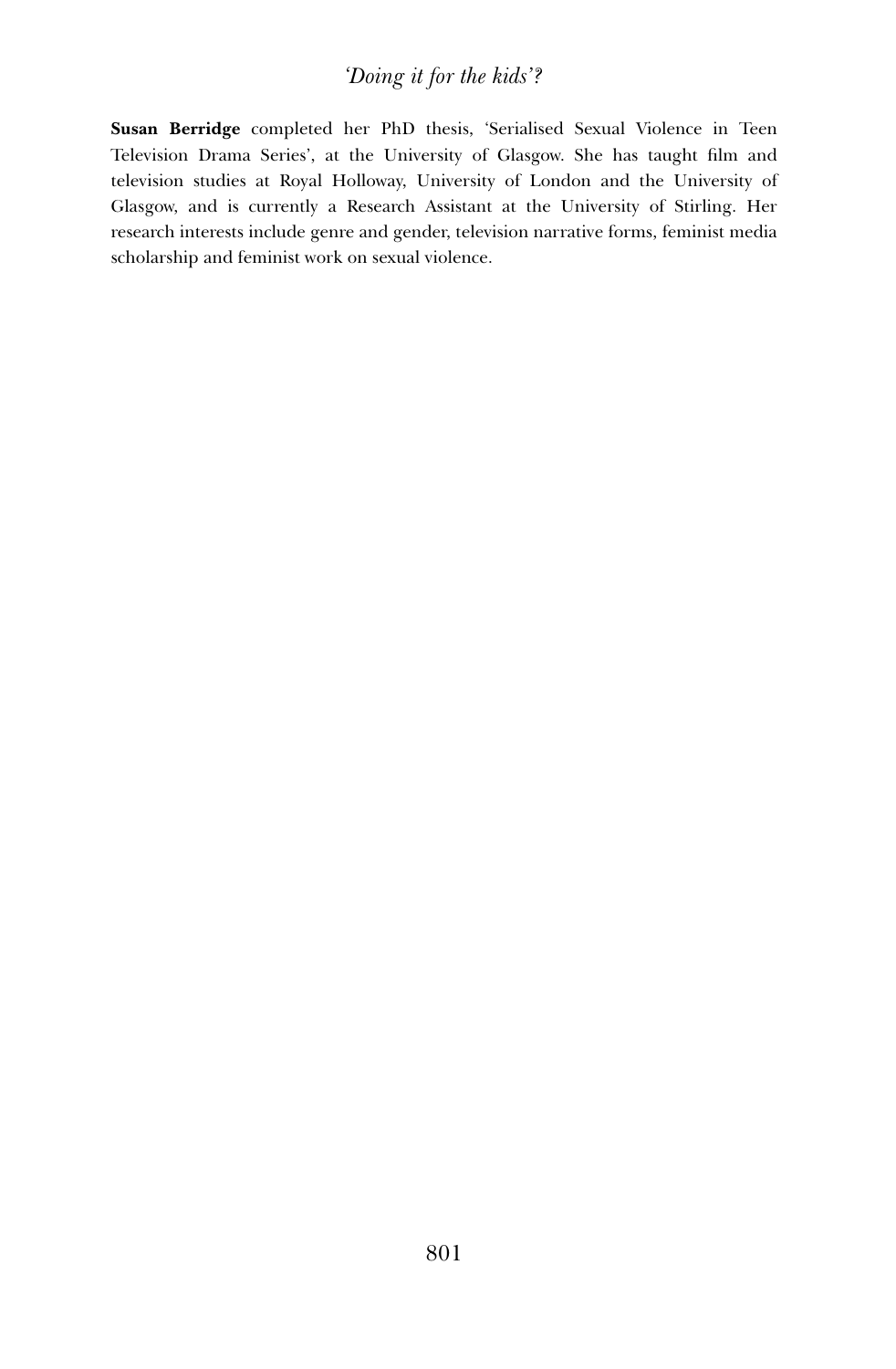**Susan Berridge** completed her PhD thesis, 'Serialised Sexual Violence in Teen Television Drama Series', at the University of Glasgow. She has taught film and television studies at Royal Holloway, University of London and the University of Glasgow, and is currently a Research Assistant at the University of Stirling. Her research interests include genre and gender, television narrative forms, feminist media scholarship and feminist work on sexual violence.